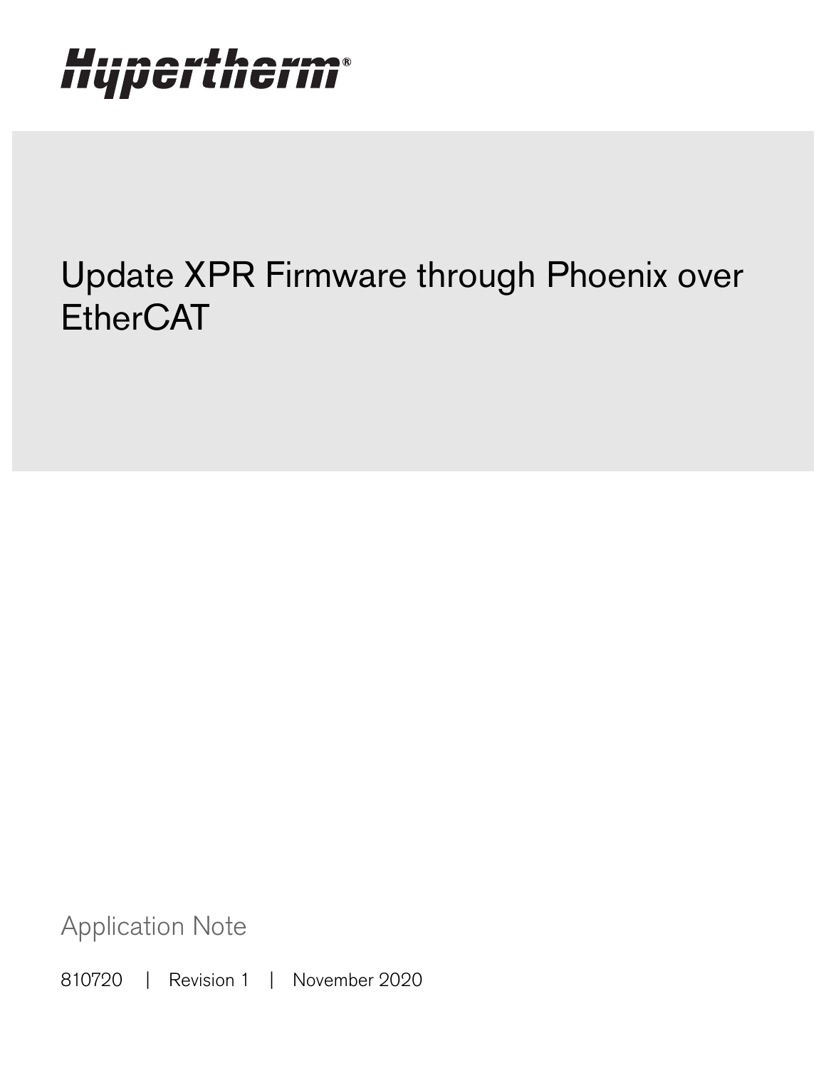Hypertherm®

# Update XPR Firmware through Phoenix over EtherCAT

Application Note

810720 | Revision 1 | November 2020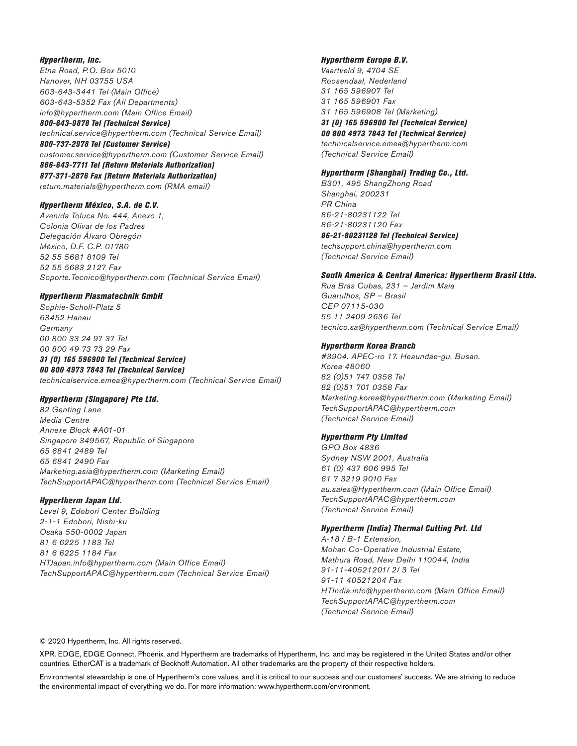***Hypertherm, Inc.***
*Etna Road, P.O. Box 5010*
*Hanover, NH 03755 USA*
*603-643-3441 Tel (Main Office)*
*603-643-5352 Fax (All Departments)*
*info@hypertherm.com (Main Office Email)*
***800-643-9878 Tel (Technical Service)***
*technical.service@hypertherm.com (Technical Service Email)*
***800-737-2978 Tel (Customer Service)***
*customer.service@hypertherm.com (Customer Service Email)*
***866-643-7711 Tel (Return Materials Authorization)***
***877-371-2876 Fax (Return Materials Authorization)***
*return.materials@hypertherm.com (RMA email)*

***Hypertherm México, S.A. de C.V.***
*Avenida Toluca No. 444, Anexo 1,*
*Colonia Olivar de los Padres*
*Delegación Álvaro Obregón*
*México, D.F. C.P. 01780*
*52 55 5681 8109 Tel*
*52 55 5683 2127 Fax*
*Soporte.Tecnico@hypertherm.com (Technical Service Email)*

***Hypertherm Plasmatechnik GmbH***
*Sophie-Scholl-Platz 5*
*63452 Hanau*
*Germany*
*00 800 33 24 97 37 Tel*
*00 800 49 73 73 29 Fax*
***31 (0) 165 596900 Tel (Technical Service)***
***00 800 4973 7843 Tel (Technical Service)***
*technicalservice.emea@hypertherm.com (Technical Service Email)*

***Hypertherm (Singapore) Pte Ltd.***
*82 Genting Lane*
*Media Centre*
*Annexe Block #A01-01*
*Singapore 349567, Republic of Singapore*
*65 6841 2489 Tel*
*65 6841 2490 Fax*
*Marketing.asia@hypertherm.com (Marketing Email)*
*TechSupportAPAC@hypertherm.com (Technical Service Email)*

***Hypertherm Japan Ltd.***
*Level 9, Edobori Center Building*
*2-1-1 Edobori, Nishi-ku*
*Osaka 550-0002 Japan*
*81 6 6225 1183 Tel*
*81 6 6225 1184 Fax*
*HTJapan.info@hypertherm.com (Main Office Email)*
*TechSupportAPAC@hypertherm.com (Technical Service Email)*

***Hypertherm Europe B.V.***
*Vaartveld 9, 4704 SE*
*Roosendaal, Nederland*
*31 165 596907 Tel*
*31 165 596901 Fax*
*31 165 596908 Tel (Marketing)*
***31 (0) 165 596900 Tel (Technical Service)***
***00 800 4973 7843 Tel (Technical Service)***
*technicalservice.emea@hypertherm.com*
*(Technical Service Email)*

***Hypertherm (Shanghai) Trading Co., Ltd.***
*B301, 495 ShangZhong Road*
*Shanghai, 200231*
*PR China*
*86-21-80231122 Tel*
*86-21-80231120 Fax*
***86-21-80231128 Tel (Technical Service)***
*techsupport.china@hypertherm.com*
*(Technical Service Email)*

***South America & Central America: Hypertherm Brasil Ltda.***
*Rua Bras Cubas, 231 – Jardim Maia*
*Guarulhos, SP – Brasil*
*CEP 07115-030*
*55 11 2409 2636 Tel*
*tecnico.sa@hypertherm.com (Technical Service Email)*

***Hypertherm Korea Branch***
*#3904. APEC-ro 17. Heaundae-gu. Busan.*
*Korea 48060*
*82 (0)51 747 0358 Tel*
*82 (0)51 701 0358 Fax*
*Marketing.korea@hypertherm.com (Marketing Email)*
*TechSupportAPAC@hypertherm.com*
*(Technical Service Email)*

***Hypertherm Pty Limited***
*GPO Box 4836*
*Sydney NSW 2001, Australia*
*61 (0) 437 606 995 Tel*
*61 7 3219 9010 Fax*
*au.sales@Hypertherm.com (Main Office Email)*
*TechSupportAPAC@hypertherm.com*
*(Technical Service Email)*

***Hypertherm (India) Thermal Cutting Pvt. Ltd***
*A-18 / B-1 Extension,*
*Mohan Co-Operative Industrial Estate,*
*Mathura Road, New Delhi 110044, India*
*91-11-40521201/ 2/ 3 Tel*
*91-11 40521204 Fax*
*HTIndia.info@hypertherm.com (Main Office Email)*
*TechSupportAPAC@hypertherm.com*
*(Technical Service Email)*

© 2020 Hypertherm, Inc. All rights reserved.

XPR, EDGE, EDGE Connect, Phoenix, and Hypertherm are trademarks of Hypertherm, Inc. and may be registered in the United States and/or other countries. EtherCAT is a trademark of Beckhoff Automation. All other trademarks are the property of their respective holders.

Environmental stewardship is one of Hypertherm's core values, and it is critical to our success and our customers' success. We are striving to reduce the environmental impact of everything we do. For more information: www.hypertherm.com/environment.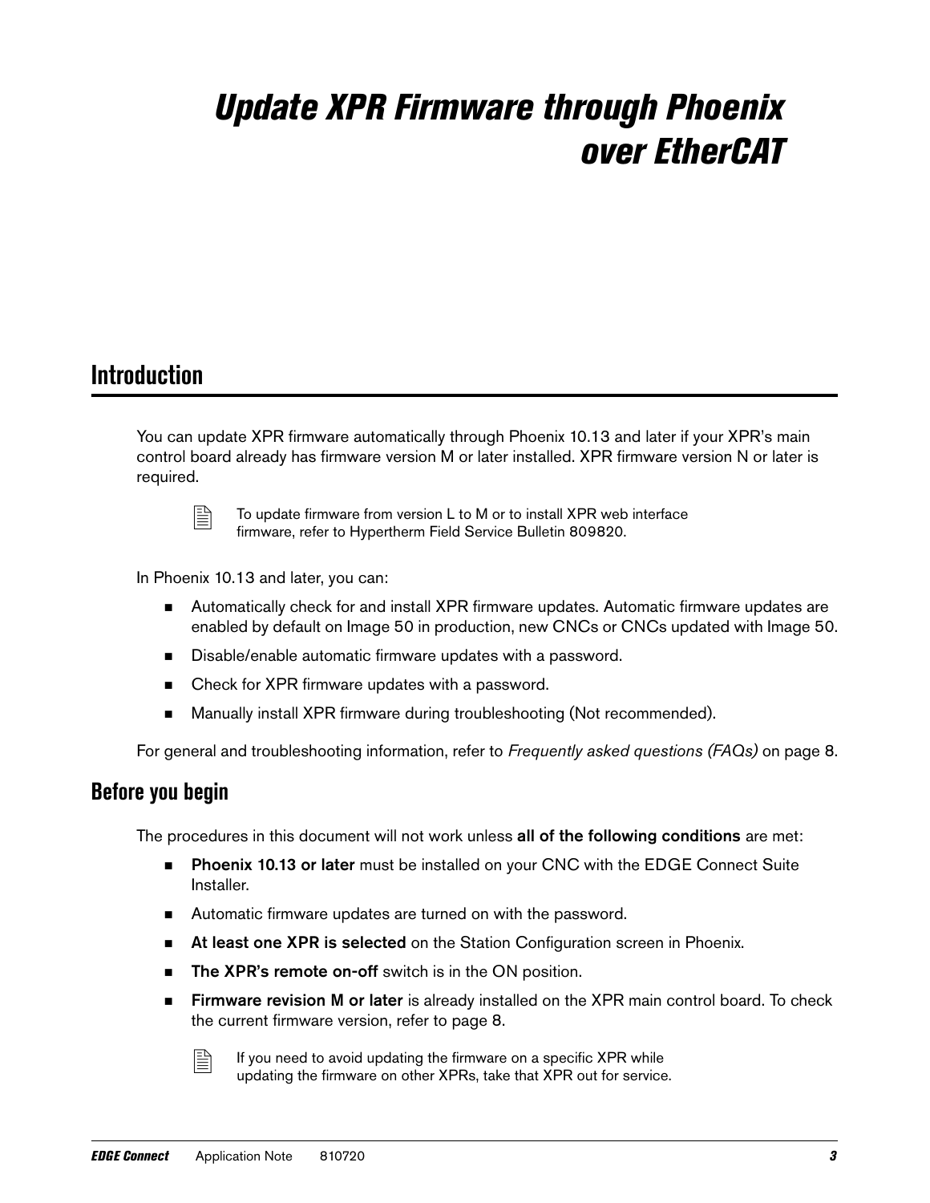# Update XPR Firmware through Phoenix over EtherCAT

## Introduction

You can update XPR firmware automatically through Phoenix 10.13 and later if your XPR's main control board already has firmware version M or later installed. XPR firmware version N or later is required.

> To update firmware from version L to M or to install XPR web interface firmware, refer to Hypertherm Field Service Bulletin 809820.

In Phoenix 10.13 and later, you can:

- Automatically check for and install XPR firmware updates. Automatic firmware updates are enabled by default on Image 50 in production, new CNCs or CNCs updated with Image 50.
- Disable/enable automatic firmware updates with a password.
- Check for XPR firmware updates with a password.
- Manually install XPR firmware during troubleshooting (Not recommended).

For general and troubleshooting information, refer to *Frequently asked questions (FAQs)* on page 8.

### Before you begin

The procedures in this document will not work unless **all of the following conditions** are met:

- **Phoenix 10.13 or later** must be installed on your CNC with the EDGE Connect Suite Installer.
- Automatic firmware updates are turned on with the password.
- **At least one XPR is selected** on the Station Configuration screen in Phoenix.
- **The XPR's remote on-off** switch is in the ON position.
- **Firmware revision M or later** is already installed on the XPR main control board. To check the current firmware version, refer to page 8.

> If you need to avoid updating the firmware on a specific XPR while updating the firmware on other XPRs, take that XPR out for service.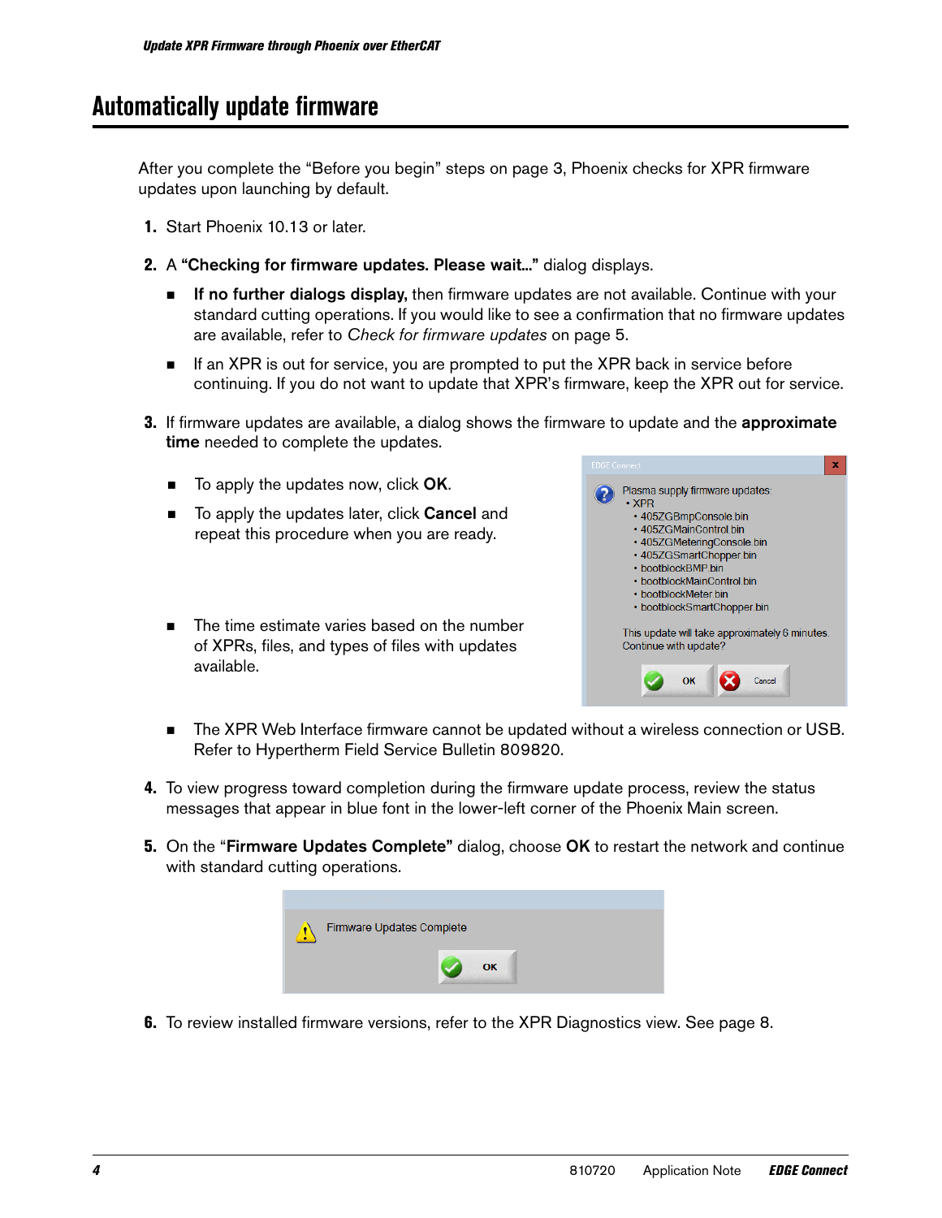# Automatically update firmware

After you complete the "Before you begin" steps on page 3, Phoenix checks for XPR firmware updates upon launching by default.

1. Start Phoenix 10.13 or later.

2. A **"Checking for firmware updates. Please wait..."** dialog displays.

   - **If no further dialogs display,** then firmware updates are not available. Continue with your standard cutting operations. If you would like to see a confirmation that no firmware updates are available, refer to *Check for firmware updates* on page 5.

   - If an XPR is out for service, you are prompted to put the XPR back in service before continuing. If you do not want to update that XPR's firmware, keep the XPR out for service.

3. If firmware updates are available, a dialog shows the firmware to update and the **approximate time** needed to complete the updates.

   - To apply the updates now, click **OK**.

   - To apply the updates later, click **Cancel** and repeat this procedure when you are ready.

   - The time estimate varies based on the number of XPRs, files, and types of files with updates available.

   - The XPR Web Interface firmware cannot be updated without a wireless connection or USB. Refer to Hypertherm Field Service Bulletin 809820.

4. To view progress toward completion during the firmware update process, review the status messages that appear in blue font in the lower-left corner of the Phoenix Main screen.

5. On the "**Firmware Updates Complete"** dialog, choose **OK** to restart the network and continue with standard cutting operations.

6. To review installed firmware versions, refer to the XPR Diagnostics view. See page 8.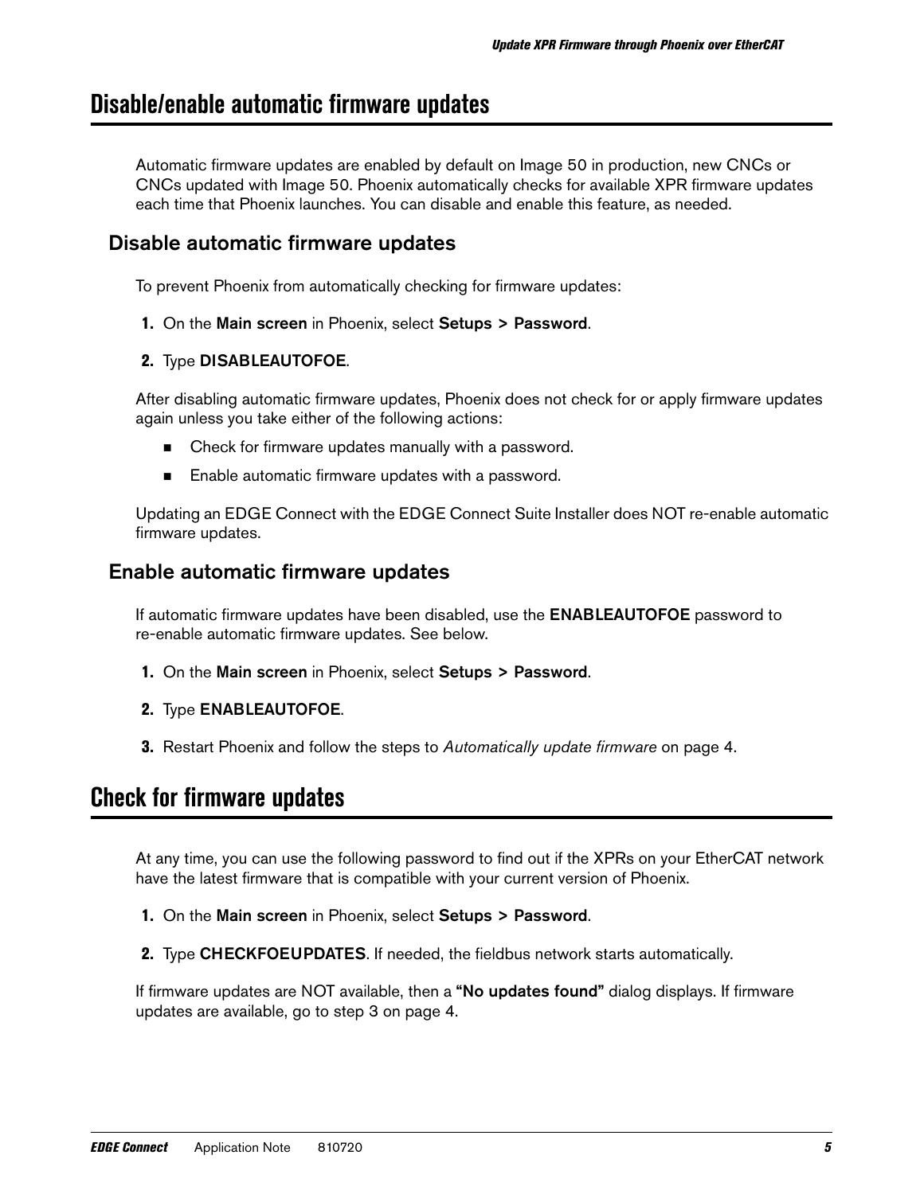# Disable/enable automatic firmware updates

Automatic firmware updates are enabled by default on Image 50 in production, new CNCs or CNCs updated with Image 50. Phoenix automatically checks for available XPR firmware updates each time that Phoenix launches. You can disable and enable this feature, as needed.

## Disable automatic firmware updates

To prevent Phoenix from automatically checking for firmware updates:

1. On the **Main screen** in Phoenix, select **Setups > Password**.
2. Type **DISABLEAUTOFOE**.

After disabling automatic firmware updates, Phoenix does not check for or apply firmware updates again unless you take either of the following actions:

- Check for firmware updates manually with a password.
- Enable automatic firmware updates with a password.

Updating an EDGE Connect with the EDGE Connect Suite Installer does NOT re-enable automatic firmware updates.

## Enable automatic firmware updates

If automatic firmware updates have been disabled, use the **ENABLEAUTOFOE** password to re-enable automatic firmware updates. See below.

1. On the **Main screen** in Phoenix, select **Setups > Password**.
2. Type **ENABLEAUTOFOE**.
3. Restart Phoenix and follow the steps to *Automatically update firmware* on page 4.

# Check for firmware updates

At any time, you can use the following password to find out if the XPRs on your EtherCAT network have the latest firmware that is compatible with your current version of Phoenix.

1. On the **Main screen** in Phoenix, select **Setups > Password**.
2. Type **CHECKFOEUPDATES**. If needed, the fieldbus network starts automatically.

If firmware updates are NOT available, then a **"No updates found"** dialog displays. If firmware updates are available, go to step 3 on page 4.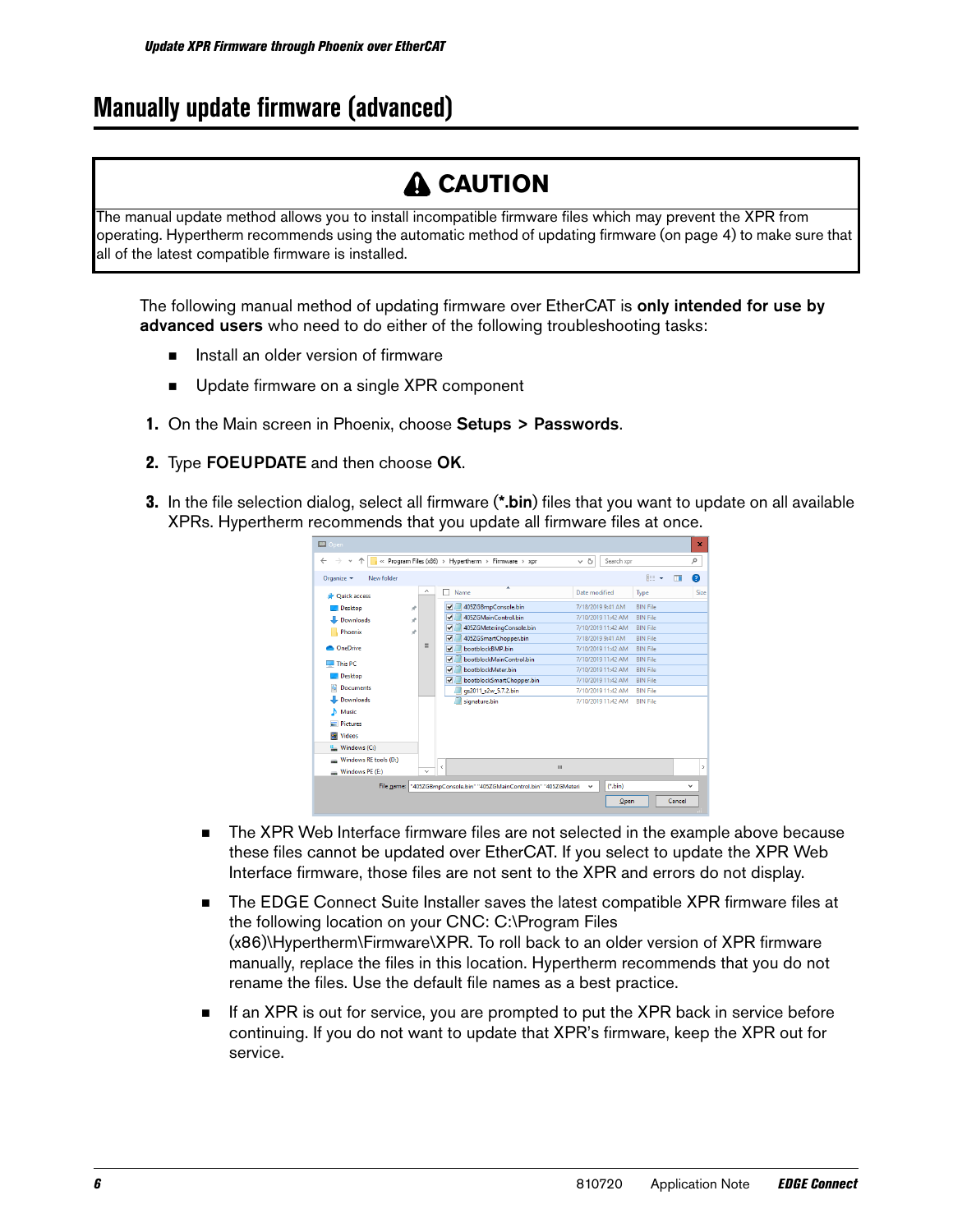## Manually update firmware (advanced)

> **⚠ CAUTION**
>
> The manual update method allows you to install incompatible firmware files which may prevent the XPR from operating. Hypertherm recommends using the automatic method of updating firmware (on page 4) to make sure that all of the latest compatible firmware is installed.

The following manual method of updating firmware over EtherCAT is **only intended for use by advanced users** who need to do either of the following troubleshooting tasks:

- Install an older version of firmware
- Update firmware on a single XPR component

1. On the Main screen in Phoenix, choose **Setups > Passwords**.
2. Type **FOEUPDATE** and then choose **OK**.
3. In the file selection dialog, select all firmware (**\*.bin**) files that you want to update on all available XPRs. Hypertherm recommends that you update all firmware files at once.

   - The XPR Web Interface firmware files are not selected in the example above because these files cannot be updated over EtherCAT. If you select to update the XPR Web Interface firmware, those files are not sent to the XPR and errors do not display.
   - The EDGE Connect Suite Installer saves the latest compatible XPR firmware files at the following location on your CNC: C:\Program Files (x86)\Hypertherm\Firmware\XPR. To roll back to an older version of XPR firmware manually, replace the files in this location. Hypertherm recommends that you do not rename the files. Use the default file names as a best practice.
   - If an XPR is out for service, you are prompted to put the XPR back in service before continuing. If you do not want to update that XPR's firmware, keep the XPR out for service.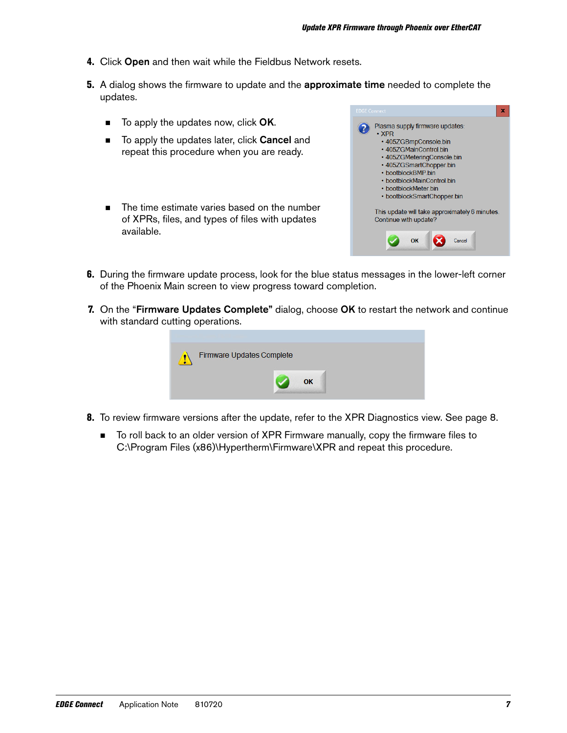4. Click **Open** and then wait while the Fieldbus Network resets.

5. A dialog shows the firmware to update and the **approximate time** needed to complete the updates.

   - To apply the updates now, click **OK**.
   - To apply the updates later, click **Cancel** and repeat this procedure when you are ready.
   - The time estimate varies based on the number of XPRs, files, and types of files with updates available.

6. During the firmware update process, look for the blue status messages in the lower-left corner of the Phoenix Main screen to view progress toward completion.

7. On the "**Firmware Updates Complete**" dialog, choose **OK** to restart the network and continue with standard cutting operations.

8. To review firmware versions after the update, refer to the XPR Diagnostics view. See page 8.

   - To roll back to an older version of XPR Firmware manually, copy the firmware files to C:\Program Files (x86)\Hypertherm\Firmware\XPR and repeat this procedure.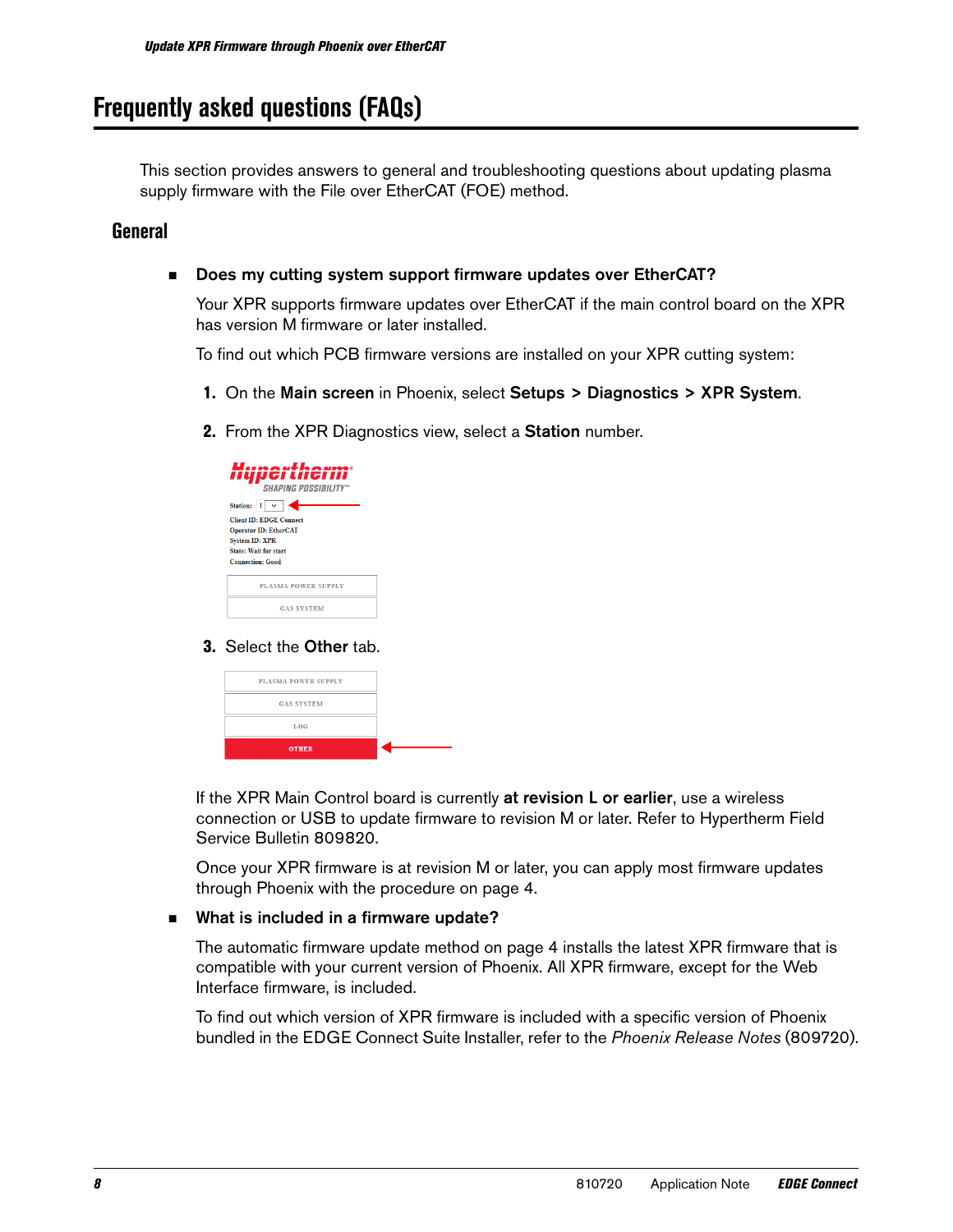# Frequently asked questions (FAQs)

This section provides answers to general and troubleshooting questions about updating plasma supply firmware with the File over EtherCAT (FOE) method.

## General

- **Does my cutting system support firmware updates over EtherCAT?**

  Your XPR supports firmware updates over EtherCAT if the main control board on the XPR has version M firmware or later installed.

  To find out which PCB firmware versions are installed on your XPR cutting system:

  1. On the **Main screen** in Phoenix, select **Setups > Diagnostics > XPR System**.
  2. From the XPR Diagnostics view, select a **Station** number.
  3. Select the **Other** tab.

  If the XPR Main Control board is currently **at revision L or earlier**, use a wireless connection or USB to update firmware to revision M or later. Refer to Hypertherm Field Service Bulletin 809820.

  Once your XPR firmware is at revision M or later, you can apply most firmware updates through Phoenix with the procedure on page 4.

- **What is included in a firmware update?**

  The automatic firmware update method on page 4 installs the latest XPR firmware that is compatible with your current version of Phoenix. All XPR firmware, except for the Web Interface firmware, is included.

  To find out which version of XPR firmware is included with a specific version of Phoenix bundled in the EDGE Connect Suite Installer, refer to the *Phoenix Release Notes* (809720).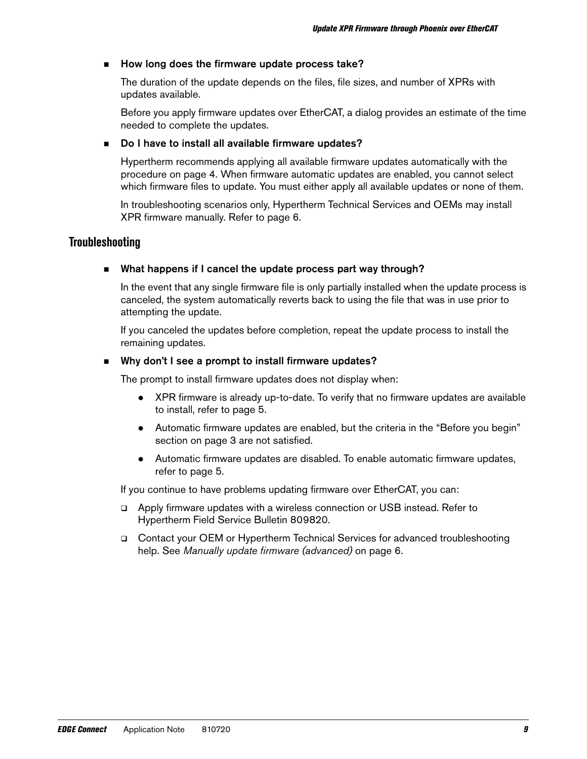- **How long does the firmware update process take?**

  The duration of the update depends on the files, file sizes, and number of XPRs with updates available.

  Before you apply firmware updates over EtherCAT, a dialog provides an estimate of the time needed to complete the updates.

- **Do I have to install all available firmware updates?**

  Hypertherm recommends applying all available firmware updates automatically with the procedure on page 4. When firmware automatic updates are enabled, you cannot select which firmware files to update. You must either apply all available updates or none of them.

  In troubleshooting scenarios only, Hypertherm Technical Services and OEMs may install XPR firmware manually. Refer to page 6.

## Troubleshooting

- **What happens if I cancel the update process part way through?**

  In the event that any single firmware file is only partially installed when the update process is canceled, the system automatically reverts back to using the file that was in use prior to attempting the update.

  If you canceled the updates before completion, repeat the update process to install the remaining updates.

- **Why don't I see a prompt to install firmware updates?**

  The prompt to install firmware updates does not display when:

  - XPR firmware is already up-to-date. To verify that no firmware updates are available to install, refer to page 5.
  - Automatic firmware updates are enabled, but the criteria in the "Before you begin" section on page 3 are not satisfied.
  - Automatic firmware updates are disabled. To enable automatic firmware updates, refer to page 5.

  If you continue to have problems updating firmware over EtherCAT, you can:

  - [ ] Apply firmware updates with a wireless connection or USB instead. Refer to Hypertherm Field Service Bulletin 809820.
  - [ ] Contact your OEM or Hypertherm Technical Services for advanced troubleshooting help. See *Manually update firmware (advanced)* on page 6.